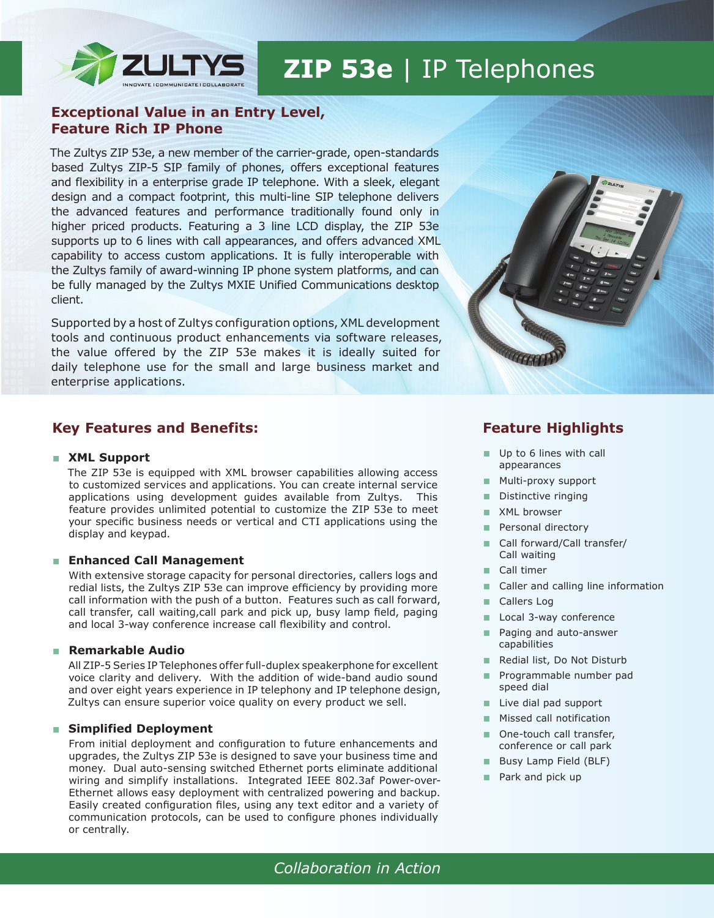# ZIP 53e | IP Telephones

ZULTYS — INNOVATE | COMMUNICATE | COLLABORATE

## Exceptional Value in an Entry Level, Feature Rich IP Phone

The Zultys ZIP 53e, a new member of the carrier-grade, open-standards based Zultys ZIP-5 SIP family of phones, offers exceptional features and flexibility in a enterprise grade IP telephone. With a sleek, elegant design and a compact footprint, this multi-line SIP telephone delivers the advanced features and performance traditionally found only in higher priced products. Featuring a 3 line LCD display, the ZIP 53e supports up to 6 lines with call appearances, and offers advanced XML capability to access custom applications. It is fully interoperable with the Zultys family of award-winning IP phone system platforms, and can be fully managed by the Zultys MXIE Unified Communications desktop client.

Supported by a host of Zultys configuration options, XML development tools and continuous product enhancements via software releases, the value offered by the ZIP 53e makes it ideally suited for daily telephone use for the small and large business market and enterprise applications.

## Key Features and Benefits:

- **XML Support**

  The ZIP 53e is equipped with XML browser capabilities allowing access to customized services and applications. You can create internal service applications using development guides available from Zultys. This feature provides unlimited potential to customize the ZIP 53e to meet your specific business needs or vertical and CTI applications using the display and keypad.

- **Enhanced Call Management**

  With extensive storage capacity for personal directories, callers logs and redial lists, the Zultys ZIP 53e can improve efficiency by providing more call information with the push of a button. Features such as call forward, call transfer, call waiting,call park and pick up, busy lamp field, paging and local 3-way conference increase call flexibility and control.

- **Remarkable Audio**

  All ZIP-5 Series IP Telephones offer full-duplex speakerphone for excellent voice clarity and delivery. With the addition of wide-band audio sound and over eight years experience in IP telephony and IP telephone design, Zultys can ensure superior voice quality on every product we sell.

- **Simplified Deployment**

  From initial deployment and configuration to future enhancements and upgrades, the Zultys ZIP 53e is designed to save your business time and money. Dual auto-sensing switched Ethernet ports eliminate additional wiring and simplify installations. Integrated IEEE 802.3af Power-over-Ethernet allows easy deployment with centralized powering and backup. Easily created configuration files, using any text editor and a variety of communication protocols, can be used to configure phones individually or centrally.

## Feature Highlights

- Up to 6 lines with call appearances
- Multi-proxy support
- Distinctive ringing
- XML browser
- Personal directory
- Call forward/Call transfer/ Call waiting
- Call timer
- Caller and calling line information
- Callers Log
- Local 3-way conference
- Paging and auto-answer capabilities
- Redial list, Do Not Disturb
- Programmable number pad speed dial
- Live dial pad support
- Missed call notification
- One-touch call transfer, conference or call park
- Busy Lamp Field (BLF)
- Park and pick up

*Collaboration in Action*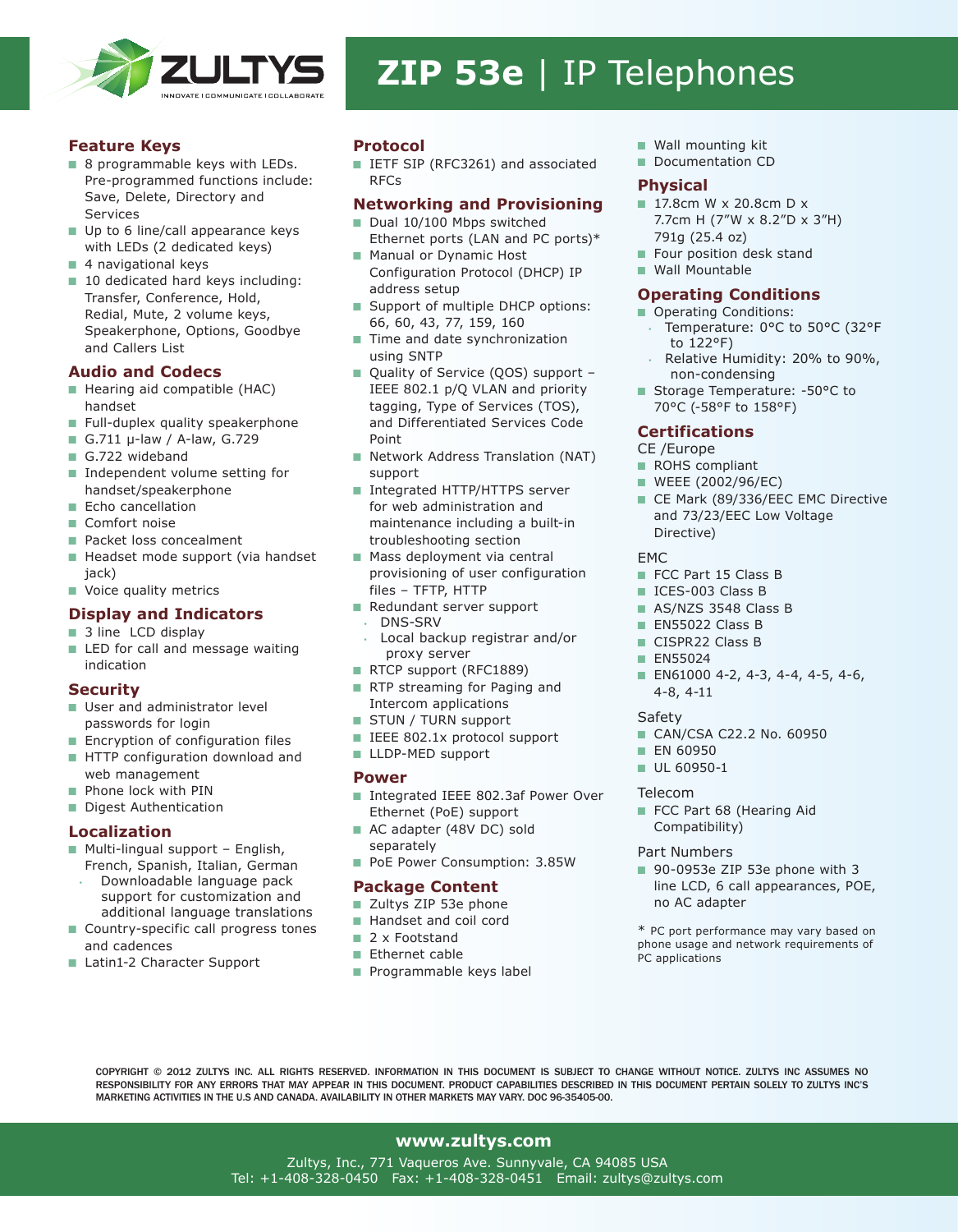# ZIP 53e | IP Telephones

## Feature Keys

- 8 programmable keys with LEDs. Pre-programmed functions include: Save, Delete, Directory and Services
- Up to 6 line/call appearance keys with LEDs (2 dedicated keys)
- 4 navigational keys
- 10 dedicated hard keys including: Transfer, Conference, Hold, Redial, Mute, 2 volume keys, Speakerphone, Options, Goodbye and Callers List

## Audio and Codecs

- Hearing aid compatible (HAC) handset
- Full-duplex quality speakerphone
- G.711 µ-law / A-law, G.729
- G.722 wideband
- Independent volume setting for handset/speakerphone
- Echo cancellation
- Comfort noise
- Packet loss concealment
- Headset mode support (via handset jack)
- Voice quality metrics

## Display and Indicators

- 3 line LCD display
- LED for call and message waiting indication

## Security

- User and administrator level passwords for login
- Encryption of configuration files
- HTTP configuration download and web management
- Phone lock with PIN
- Digest Authentication

## Localization

- Multi-lingual support – English, French, Spanish, Italian, German
  - Downloadable language pack support for customization and additional language translations
- Country-specific call progress tones and cadences
- Latin1-2 Character Support

## Protocol

- IETF SIP (RFC3261) and associated RFCs

## Networking and Provisioning

- Dual 10/100 Mbps switched Ethernet ports (LAN and PC ports)*
- Manual or Dynamic Host Configuration Protocol (DHCP) IP address setup
- Support of multiple DHCP options: 66, 60, 43, 77, 159, 160
- Time and date synchronization using SNTP
- Quality of Service (QOS) support – IEEE 802.1 p/Q VLAN and priority tagging, Type of Services (TOS), and Differentiated Services Code Point
- Network Address Translation (NAT) support
- Integrated HTTP/HTTPS server for web administration and maintenance including a built-in troubleshooting section
- Mass deployment via central provisioning of user configuration files – TFTP, HTTP
- Redundant server support
  - DNS-SRV
  - Local backup registrar and/or proxy server
- RTCP support (RFC1889)
- RTP streaming for Paging and Intercom applications
- STUN / TURN support
- IEEE 802.1x protocol support
- LLDP-MED support

## Power

- Integrated IEEE 802.3af Power Over Ethernet (PoE) support
- AC adapter (48V DC) sold separately
- PoE Power Consumption: 3.85W

## Package Content

- Zultys ZIP 53e phone
- Handset and coil cord
- 2 x Footstand
- Ethernet cable
- Programmable keys label
- Wall mounting kit
- Documentation CD

## Physical

- 17.8cm W x 20.8cm D x 7.7cm H (7"W x 8.2"D x 3"H) 791g (25.4 oz)
- Four position desk stand
- Wall Mountable

## Operating Conditions

- Operating Conditions:
  - Temperature: 0°C to 50°C (32°F to 122°F)
  - Relative Humidity: 20% to 90%, non-condensing
- Storage Temperature: -50°C to 70°C (-58°F to 158°F)

## Certifications

CE /Europe

- ROHS compliant
- WEEE (2002/96/EC)
- CE Mark (89/336/EEC EMC Directive and 73/23/EEC Low Voltage Directive)

EMC

- FCC Part 15 Class B
- ICES-003 Class B
- AS/NZS 3548 Class B
- EN55022 Class B
- CISPR22 Class B
- EN55024
- EN61000 4-2, 4-3, 4-4, 4-5, 4-6, 4-8, 4-11

Safety

- CAN/CSA C22.2 No. 60950
- EN 60950
- UL 60950-1

Telecom

- FCC Part 68 (Hearing Aid Compatibility)

Part Numbers

- 90-0953e ZIP 53e phone with 3 line LCD, 6 call appearances, POE, no AC adapter

* PC port performance may vary based on phone usage and network requirements of PC applications

COPYRIGHT © 2012 ZULTYS INC. ALL RIGHTS RESERVED. INFORMATION IN THIS DOCUMENT IS SUBJECT TO CHANGE WITHOUT NOTICE. ZULTYS INC ASSUMES NO RESPONSIBILITY FOR ANY ERRORS THAT MAY APPEAR IN THIS DOCUMENT. PRODUCT CAPABILITIES DESCRIBED IN THIS DOCUMENT PERTAIN SOLELY TO ZULTYS INC'S MARKETING ACTIVITIES IN THE U.S AND CANADA. AVAILABILITY IN OTHER MARKETS MAY VARY. DOC 96-35405-00.

**www.zultys.com**

Zultys, Inc., 771 Vaqueros Ave. Sunnyvale, CA 94085 USA
Tel: +1-408-328-0450 Fax: +1-408-328-0451 Email: zultys@zultys.com